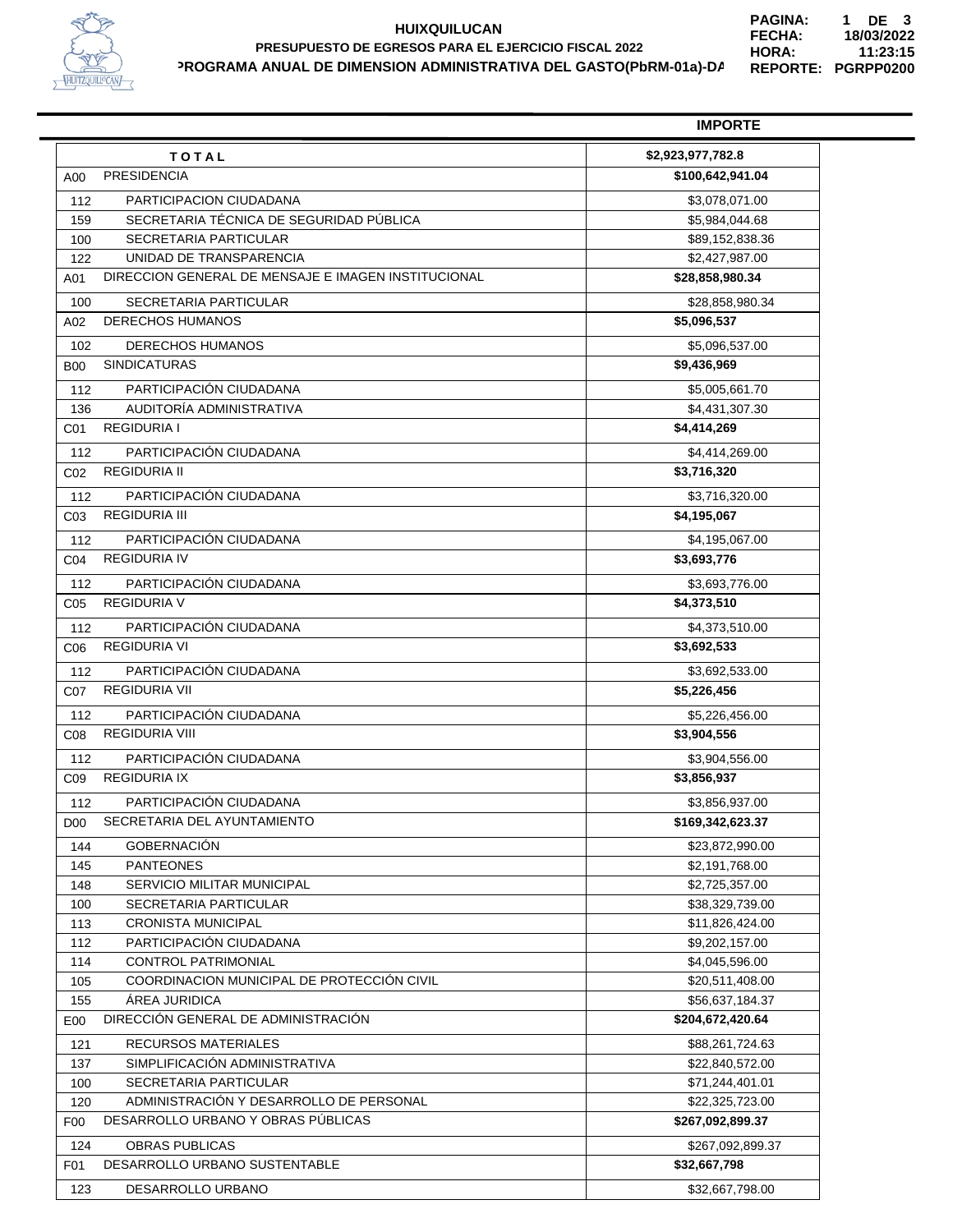# HUIXQUILUCAN

## PRESUPUESTO DE EGRESOS PARA EL EJERCICIO FISCAL 2022

### PROGRAMA ANUAL DE DIMENSION ADMINISTRATIVA DEL GASTO(PbRM-01a)-DA

PAGINA: 1 DE 3
FECHA: 18/03/2022
HORA: 11:23:15
REPORTE: PGRPP0200

| | | IMPORTE |
|---|---|---|
| | **T O T A L** | **$2,923,977,782.8** |
| A00 | PRESIDENCIA | **$100,642,941.04** |
| 112 | PARTICIPACION CIUDADANA | $3,078,071.00 |
| 159 | SECRETARIA TÉCNICA DE SEGURIDAD PÚBLICA | $5,984,044.68 |
| 100 | SECRETARIA PARTICULAR | $89,152,838.36 |
| 122 | UNIDAD DE TRANSPARENCIA | $2,427,987.00 |
| A01 | DIRECCION GENERAL DE MENSAJE E IMAGEN INSTITUCIONAL | **$28,858,980.34** |
| 100 | SECRETARIA PARTICULAR | $28,858,980.34 |
| A02 | DERECHOS HUMANOS | **$5,096,537** |
| 102 | DERECHOS HUMANOS | $5,096,537.00 |
| B00 | SINDICATURAS | **$9,436,969** |
| 112 | PARTICIPACIÓN CIUDADANA | $5,005,661.70 |
| 136 | AUDITORÍA ADMINISTRATIVA | $4,431,307.30 |
| C01 | REGIDURIA I | **$4,414,269** |
| 112 | PARTICIPACIÓN CIUDADANA | $4,414,269.00 |
| C02 | REGIDURIA II | **$3,716,320** |
| 112 | PARTICIPACIÓN CIUDADANA | $3,716,320.00 |
| C03 | REGIDURIA III | **$4,195,067** |
| 112 | PARTICIPACIÓN CIUDADANA | $4,195,067.00 |
| C04 | REGIDURIA IV | **$3,693,776** |
| 112 | PARTICIPACIÓN CIUDADANA | $3,693,776.00 |
| C05 | REGIDURIA V | **$4,373,510** |
| 112 | PARTICIPACIÓN CIUDADANA | $4,373,510.00 |
| C06 | REGIDURIA VI | **$3,692,533** |
| 112 | PARTICIPACIÓN CIUDADANA | $3,692,533.00 |
| C07 | REGIDURIA VII | **$5,226,456** |
| 112 | PARTICIPACIÓN CIUDADANA | $5,226,456.00 |
| C08 | REGIDURIA VIII | **$3,904,556** |
| 112 | PARTICIPACIÓN CIUDADANA | $3,904,556.00 |
| C09 | REGIDURIA IX | **$3,856,937** |
| 112 | PARTICIPACIÓN CIUDADANA | $3,856,937.00 |
| D00 | SECRETARIA DEL AYUNTAMIENTO | **$169,342,623.37** |
| 144 | GOBERNACIÓN | $23,872,990.00 |
| 145 | PANTEONES | $2,191,768.00 |
| 148 | SERVICIO MILITAR MUNICIPAL | $2,725,357.00 |
| 100 | SECRETARIA PARTICULAR | $38,329,739.00 |
| 113 | CRONISTA MUNICIPAL | $11,826,424.00 |
| 112 | PARTICIPACIÓN CIUDADANA | $9,202,157.00 |
| 114 | CONTROL PATRIMONIAL | $4,045,596.00 |
| 105 | COORDINACION MUNICIPAL DE PROTECCIÓN CIVIL | $20,511,408.00 |
| 155 | ÁREA JURIDICA | $56,637,184.37 |
| E00 | DIRECCIÓN GENERAL DE ADMINISTRACIÓN | **$204,672,420.64** |
| 121 | RECURSOS MATERIALES | $88,261,724.63 |
| 137 | SIMPLIFICACIÓN ADMINISTRATIVA | $22,840,572.00 |
| 100 | SECRETARIA PARTICULAR | $71,244,401.01 |
| 120 | ADMINISTRACIÓN Y DESARROLLO DE PERSONAL | $22,325,723.00 |
| F00 | DESARROLLO URBANO Y OBRAS PÚBLICAS | **$267,092,899.37** |
| 124 | OBRAS PUBLICAS | $267,092,899.37 |
| F01 | DESARROLLO URBANO SUSTENTABLE | **$32,667,798** |
| 123 | DESARROLLO URBANO | $32,667,798.00 |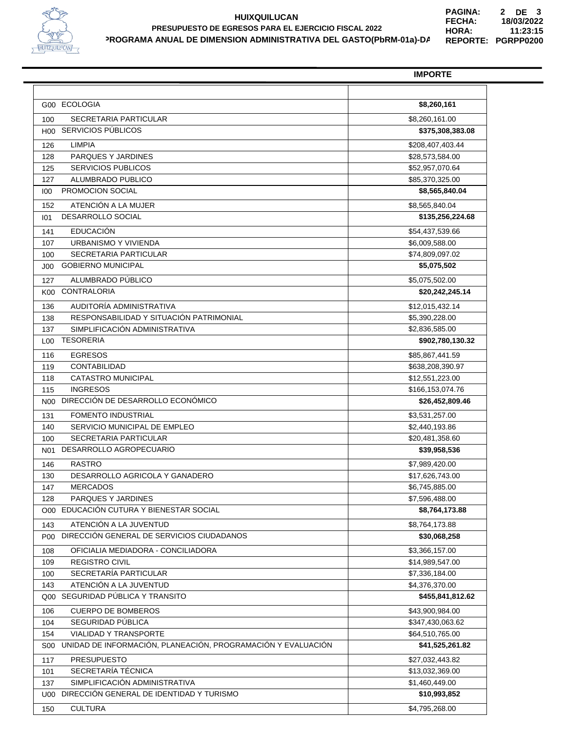# HUIXQUILUCAN

## PRESUPUESTO DE EGRESOS PARA EL EJERCICIO FISCAL 2022

## PROGRAMA ANUAL DE DIMENSION ADMINISTRATIVA DEL GASTO(PbRM-01a)-DA

PAGINA: 2 DE 3
FECHA: 18/03/2022
HORA: 11:23:15
REPORTE: PGRPP0200

| | | IMPORTE |
|---|---|---|
| G00 | ECOLOGIA | **$8,260,161** |
| 100 | SECRETARIA PARTICULAR | $8,260,161.00 |
| H00 | SERVICIOS PÚBLICOS | **$375,308,383.08** |
| 126 | LIMPIA | $208,407,403.44 |
| 128 | PARQUES Y JARDINES | $28,573,584.00 |
| 125 | SERVICIOS PUBLICOS | $52,957,070.64 |
| 127 | ALUMBRADO PUBLICO | $85,370,325.00 |
| I00 | PROMOCION SOCIAL | **$8,565,840.04** |
| 152 | ATENCIÓN A LA MUJER | $8,565,840.04 |
| I01 | DESARROLLO SOCIAL | **$135,256,224.68** |
| 141 | EDUCACIÓN | $54,437,539.66 |
| 107 | URBANISMO Y VIVIENDA | $6,009,588.00 |
| 100 | SECRETARIA PARTICULAR | $74,809,097.02 |
| J00 | GOBIERNO MUNICIPAL | **$5,075,502** |
| 127 | ALUMBRADO PÚBLICO | $5,075,502.00 |
| K00 | CONTRALORIA | **$20,242,245.14** |
| 136 | AUDITORÍA ADMINISTRATIVA | $12,015,432.14 |
| 138 | RESPONSABILIDAD Y SITUACIÓN PATRIMONIAL | $5,390,228.00 |
| 137 | SIMPLIFICACIÓN ADMINISTRATIVA | $2,836,585.00 |
| L00 | TESORERIA | **$902,780,130.32** |
| 116 | EGRESOS | $85,867,441.59 |
| 119 | CONTABILIDAD | $638,208,390.97 |
| 118 | CATASTRO MUNICIPAL | $12,551,223.00 |
| 115 | INGRESOS | $166,153,074.76 |
| N00 | DIRECCIÓN DE DESARROLLO ECONÓMICO | **$26,452,809.46** |
| 131 | FOMENTO INDUSTRIAL | $3,531,257.00 |
| 140 | SERVICIO MUNICIPAL DE EMPLEO | $2,440,193.86 |
| 100 | SECRETARIA PARTICULAR | $20,481,358.60 |
| N01 | DESARROLLO AGROPECUARIO | **$39,958,536** |
| 146 | RASTRO | $7,989,420.00 |
| 130 | DESARROLLO AGRICOLA Y GANADERO | $17,626,743.00 |
| 147 | MERCADOS | $6,745,885.00 |
| 128 | PARQUES Y JARDINES | $7,596,488.00 |
| O00 | EDUCACIÓN CUTURA Y BIENESTAR SOCIAL | **$8,764,173.88** |
| 143 | ATENCIÓN A LA JUVENTUD | $8,764,173.88 |
| P00 | DIRECCIÓN GENERAL DE SERVICIOS CIUDADANOS | **$30,068,258** |
| 108 | OFICIALIA MEDIADORA - CONCILIADORA | $3,366,157.00 |
| 109 | REGISTRO CIVIL | $14,989,547.00 |
| 100 | SECRETARÍA PARTICULAR | $7,336,184.00 |
| 143 | ATENCIÓN A LA JUVENTUD | $4,376,370.00 |
| Q00 | SEGURIDAD PÚBLICA Y TRANSITO | **$455,841,812.62** |
| 106 | CUERPO DE BOMBEROS | $43,900,984.00 |
| 104 | SEGURIDAD PÚBLICA | $347,430,063.62 |
| 154 | VIALIDAD Y TRANSPORTE | $64,510,765.00 |
| S00 | UNIDAD DE INFORMACIÓN, PLANEACIÓN, PROGRAMACIÓN Y EVALUACIÓN | **$41,525,261.82** |
| 117 | PRESUPUESTO | $27,032,443.82 |
| 101 | SECRETARÍA TÉCNICA | $13,032,369.00 |
| 137 | SIMPLIFICACIÓN ADMINISTRATIVA | $1,460,449.00 |
| U00 | DIRECCIÓN GENERAL DE IDENTIDAD Y TURISMO | **$10,993,852** |
| 150 | CULTURA | $4,795,268.00 |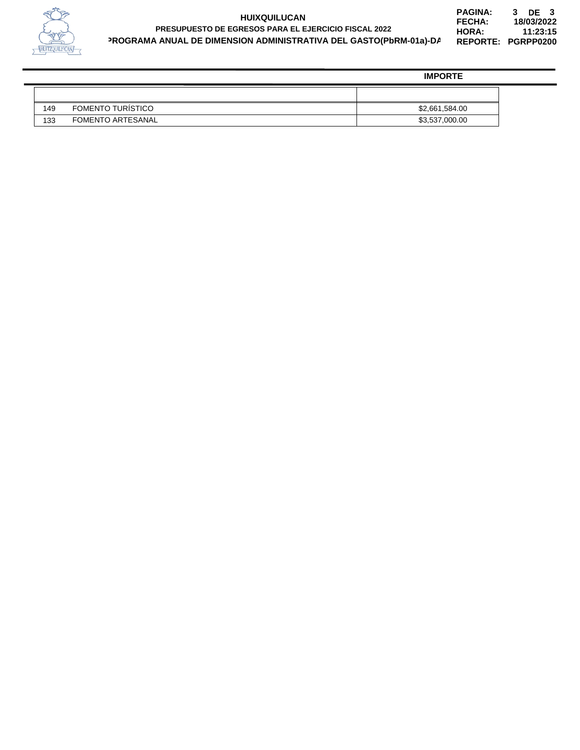| | | IMPORTE |
|---|---|---|
| | | |
| 149 | FOMENTO TURÍSTICO | $2,661,584.00 |
| 133 | FOMENTO ARTESANAL | $3,537,000.00 |